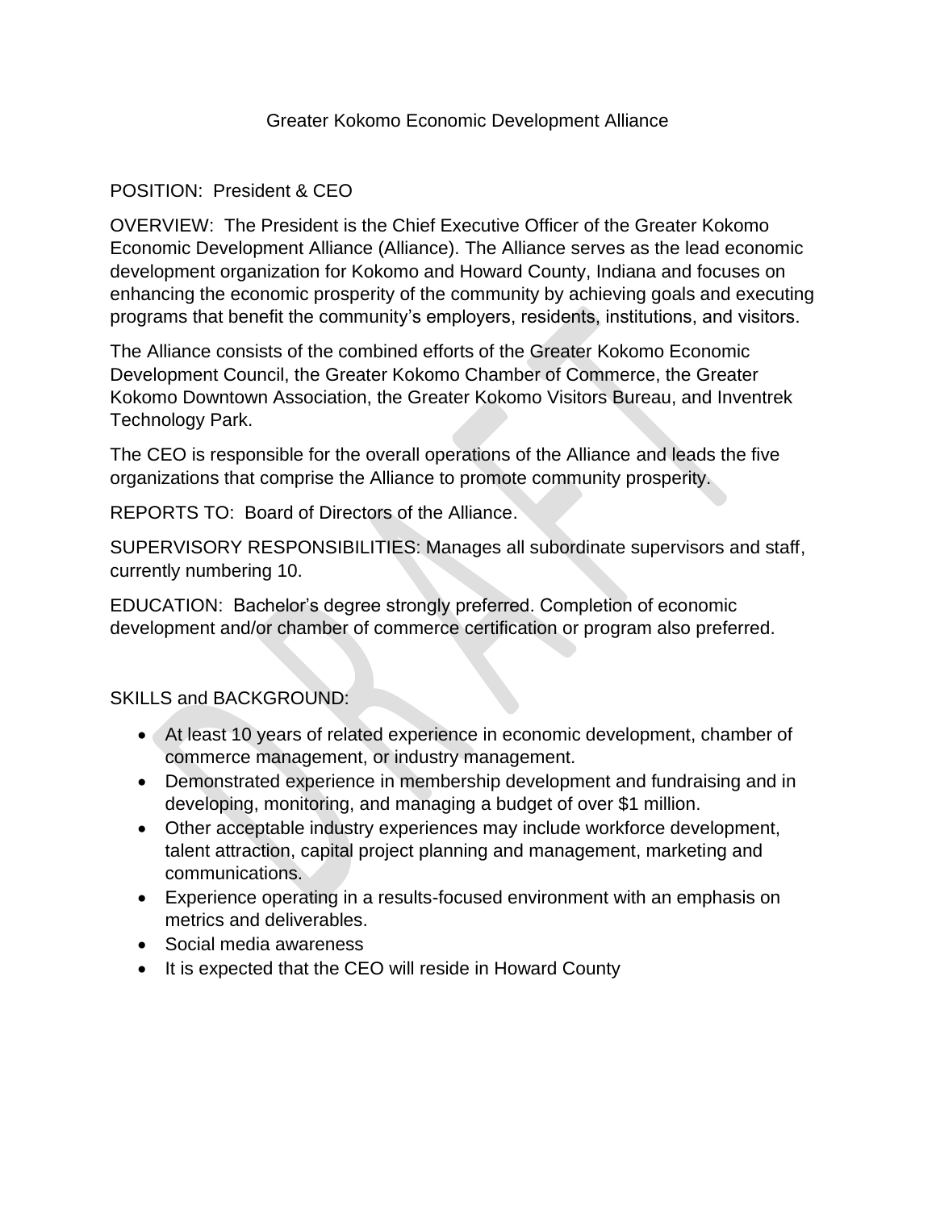# Greater Kokomo Economic Development Alliance

POSITION: President & CEO

OVERVIEW: The President is the Chief Executive Officer of the Greater Kokomo Economic Development Alliance (Alliance). The Alliance serves as the lead economic development organization for Kokomo and Howard County, Indiana and focuses on enhancing the economic prosperity of the community by achieving goals and executing programs that benefit the community's employers, residents, institutions, and visitors.

The Alliance consists of the combined efforts of the Greater Kokomo Economic Development Council, the Greater Kokomo Chamber of Commerce, the Greater Kokomo Downtown Association, the Greater Kokomo Visitors Bureau, and Inventrek Technology Park.

The CEO is responsible for the overall operations of the Alliance and leads the five organizations that comprise the Alliance to promote community prosperity.

REPORTS TO: Board of Directors of the Alliance.

SUPERVISORY RESPONSIBILITIES: Manages all subordinate supervisors and staff, currently numbering 10.

EDUCATION: Bachelor's degree strongly preferred. Completion of economic development and/or chamber of commerce certification or program also preferred.

SKILLS and BACKGROUND:

- At least 10 years of related experience in economic development, chamber of commerce management, or industry management.
- Demonstrated experience in membership development and fundraising and in developing, monitoring, and managing a budget of over $1 million.
- Other acceptable industry experiences may include workforce development, talent attraction, capital project planning and management, marketing and communications.
- Experience operating in a results-focused environment with an emphasis on metrics and deliverables.
- Social media awareness
- It is expected that the CEO will reside in Howard County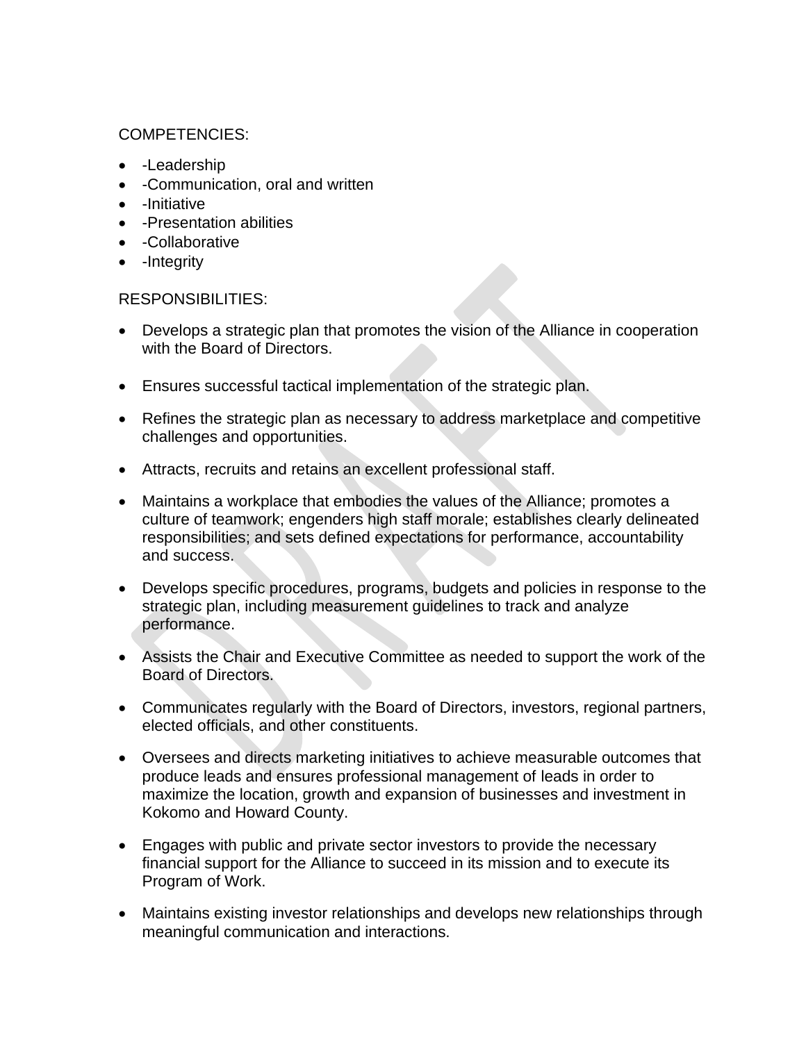COMPETENCIES:

- -Leadership
- -Communication, oral and written
- -Initiative
- -Presentation abilities
- -Collaborative
- -Integrity

RESPONSIBILITIES:

- Develops a strategic plan that promotes the vision of the Alliance in cooperation with the Board of Directors.
- Ensures successful tactical implementation of the strategic plan.
- Refines the strategic plan as necessary to address marketplace and competitive challenges and opportunities.
- Attracts, recruits and retains an excellent professional staff.
- Maintains a workplace that embodies the values of the Alliance; promotes a culture of teamwork; engenders high staff morale; establishes clearly delineated responsibilities; and sets defined expectations for performance, accountability and success.
- Develops specific procedures, programs, budgets and policies in response to the strategic plan, including measurement guidelines to track and analyze performance.
- Assists the Chair and Executive Committee as needed to support the work of the Board of Directors.
- Communicates regularly with the Board of Directors, investors, regional partners, elected officials, and other constituents.
- Oversees and directs marketing initiatives to achieve measurable outcomes that produce leads and ensures professional management of leads in order to maximize the location, growth and expansion of businesses and investment in Kokomo and Howard County.
- Engages with public and private sector investors to provide the necessary financial support for the Alliance to succeed in its mission and to execute its Program of Work.
- Maintains existing investor relationships and develops new relationships through meaningful communication and interactions.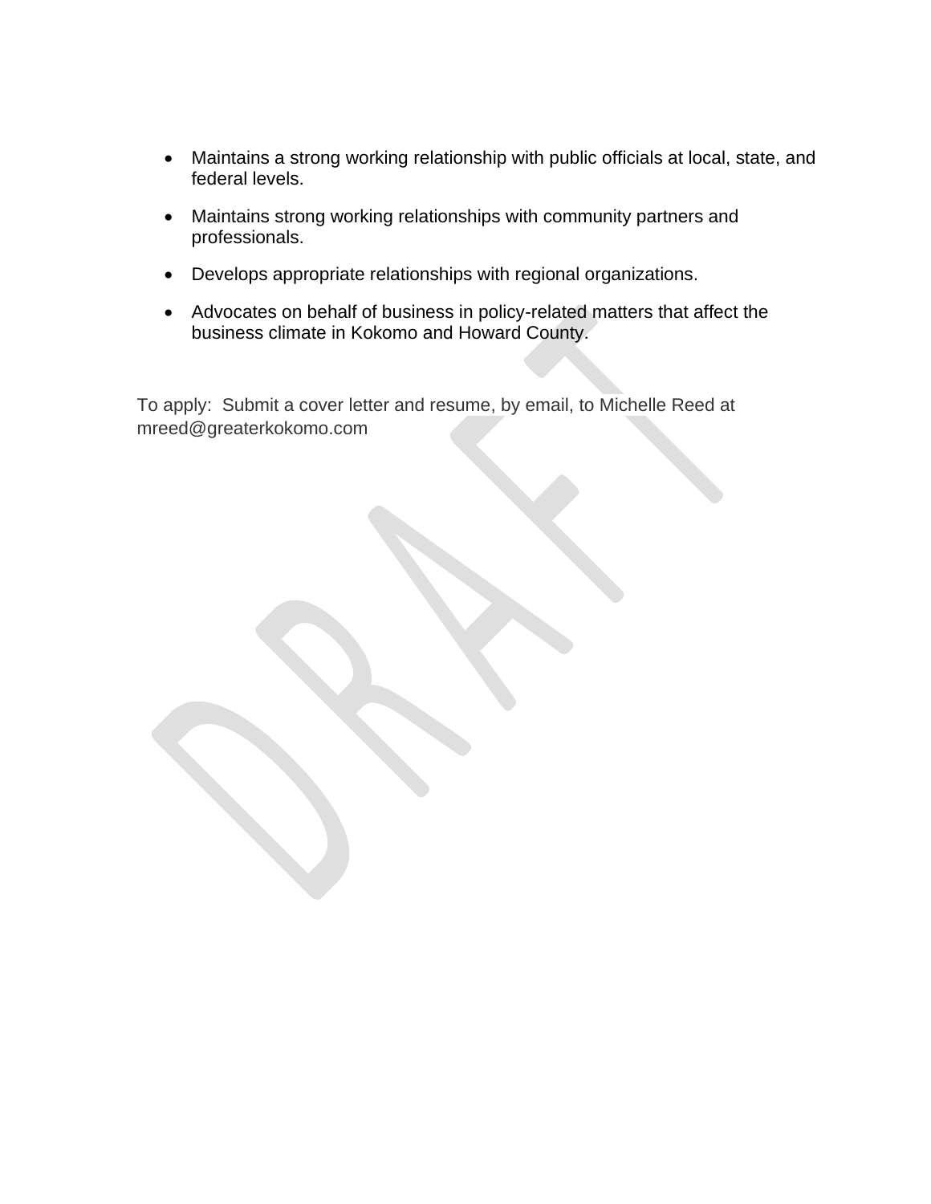- Maintains a strong working relationship with public officials at local, state, and federal levels.
- Maintains strong working relationships with community partners and professionals.
- Develops appropriate relationships with regional organizations.
- Advocates on behalf of business in policy-related matters that affect the business climate in Kokomo and Howard County.

To apply: Submit a cover letter and resume, by email, to Michelle Reed at mreed@greaterkokomo.com